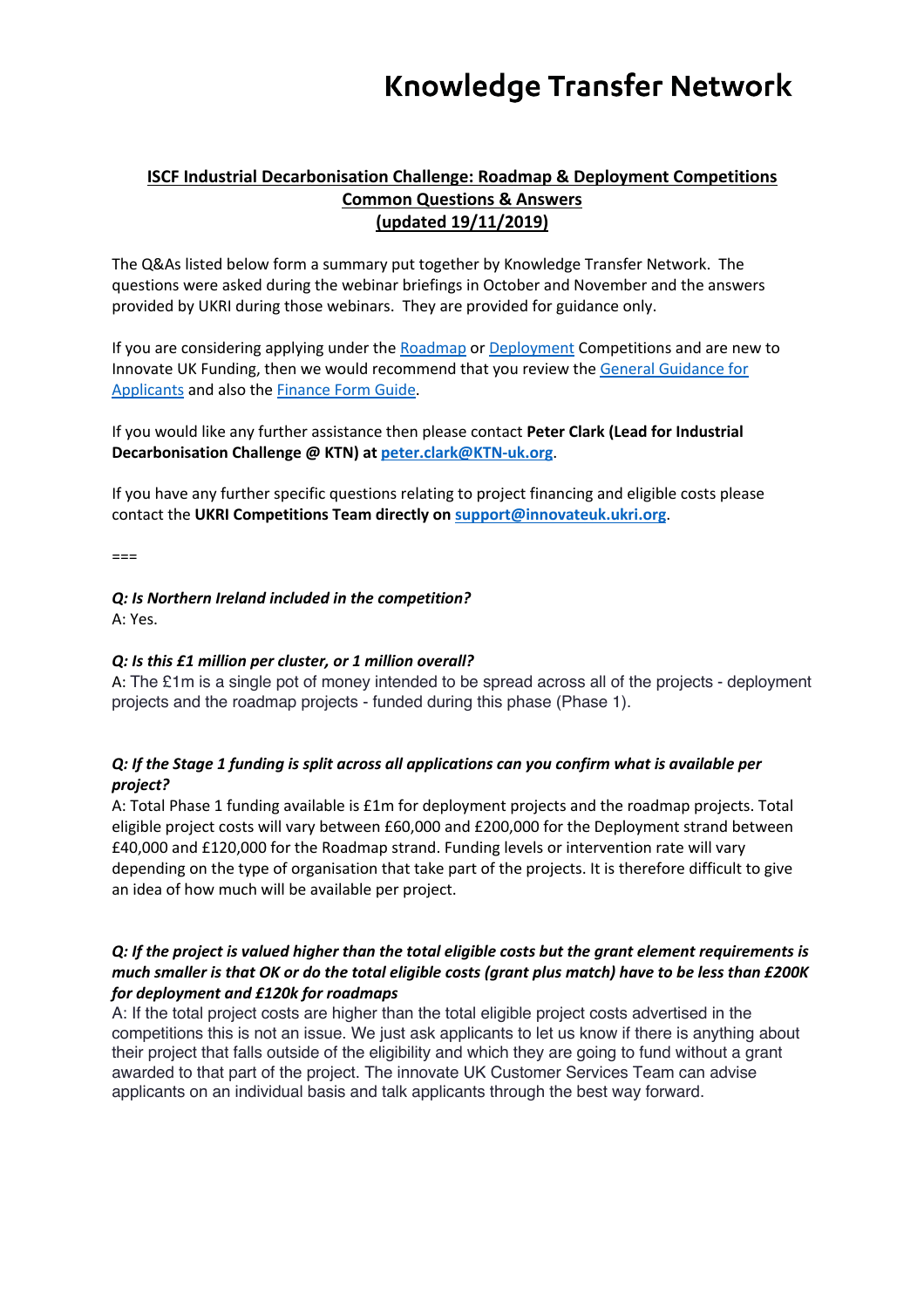# Knowledge Transfer Network

## ISCF Industrial Decarbonisation Challenge: Roadmap & Deployment Competitions Common Questions & Answers (updated 19/11/2019)

The Q&As listed below form a summary put together by Knowledge Transfer Network. The questions were asked during the webinar briefings in October and November and the answers provided by UKRI during those webinars. They are provided for guidance only.

If you are considering applying under the Roadmap or Deployment Competitions and are new to Innovate UK Funding, then we would recommend that you review the General Guidance for Applicants and also the Finance Form Guide.

If you would like any further assistance then please contact **Peter Clark (Lead for Industrial Decarbonisation Challenge @ KTN) at peter.clark@KTN-uk.org**.

If you have any further specific questions relating to project financing and eligible costs please contact the **UKRI Competitions Team directly on support@innovateuk.ukri.org**.

===

***Q: Is Northern Ireland included in the competition?***
A: Yes.

***Q: Is this £1 million per cluster, or 1 million overall?***
A: The £1m is a single pot of money intended to be spread across all of the projects - deployment projects and the roadmap projects - funded during this phase (Phase 1).

***Q: If the Stage 1 funding is split across all applications can you confirm what is available per project?***
A: Total Phase 1 funding available is £1m for deployment projects and the roadmap projects. Total eligible project costs will vary between £60,000 and £200,000 for the Deployment strand between £40,000 and £120,000 for the Roadmap strand. Funding levels or intervention rate will vary depending on the type of organisation that take part of the projects. It is therefore difficult to give an idea of how much will be available per project.

***Q: If the project is valued higher than the total eligible costs but the grant element requirements is much smaller is that OK or do the total eligible costs (grant plus match) have to be less than £200K for deployment and £120k for roadmaps***
A: If the total project costs are higher than the total eligible project costs advertised in the competitions this is not an issue. We just ask applicants to let us know if there is anything about their project that falls outside of the eligibility and which they are going to fund without a grant awarded to that part of the project. The innovate UK Customer Services Team can advise applicants on an individual basis and talk applicants through the best way forward.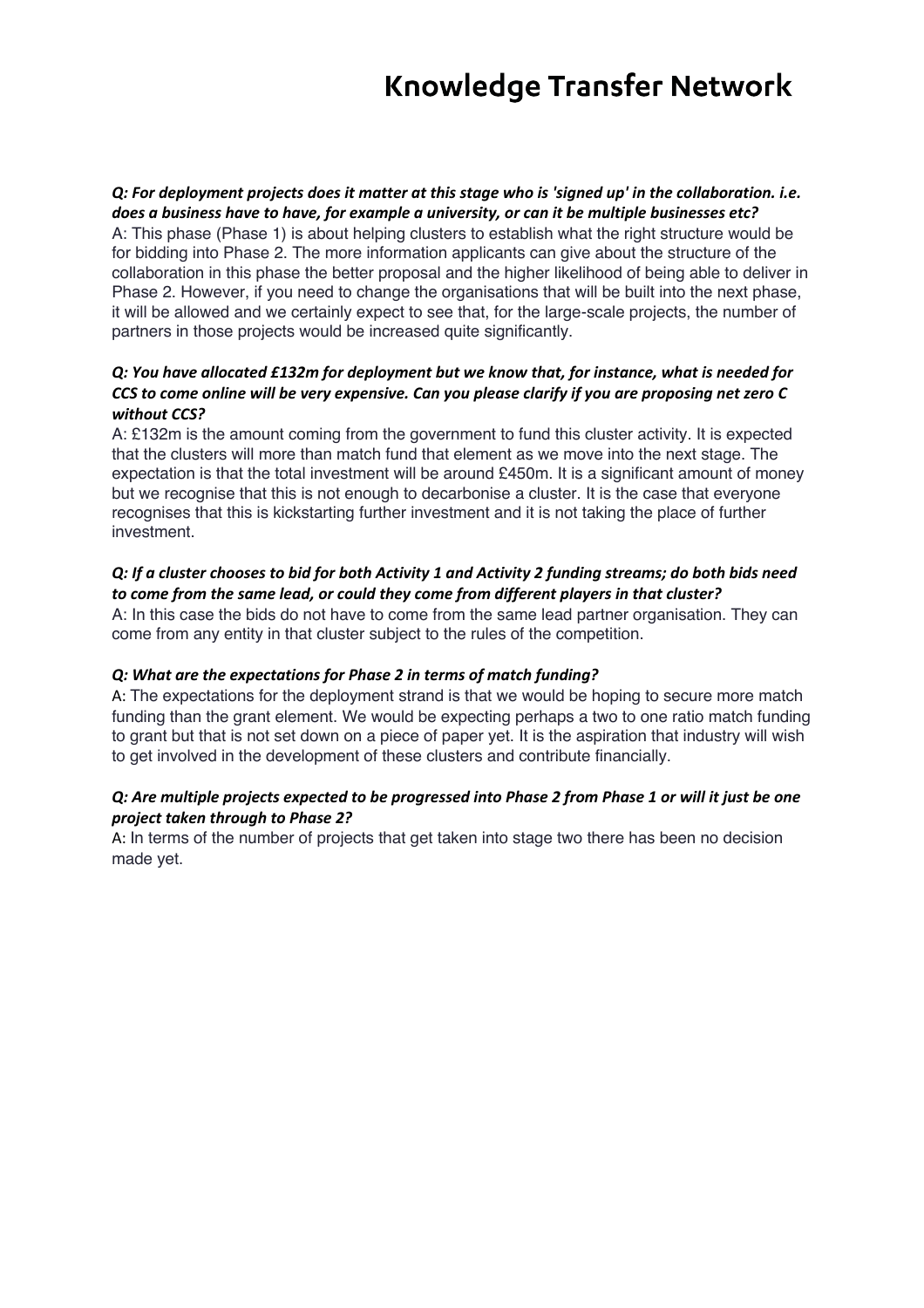***Q: For deployment projects does it matter at this stage who is 'signed up' in the collaboration. i.e. does a business have to have, for example a university, or can it be multiple businesses etc?***

A: This phase (Phase 1) is about helping clusters to establish what the right structure would be for bidding into Phase 2. The more information applicants can give about the structure of the collaboration in this phase the better proposal and the higher likelihood of being able to deliver in Phase 2. However, if you need to change the organisations that will be built into the next phase, it will be allowed and we certainly expect to see that, for the large-scale projects, the number of partners in those projects would be increased quite significantly.

***Q: You have allocated £132m for deployment but we know that, for instance, what is needed for CCS to come online will be very expensive. Can you please clarify if you are proposing net zero C without CCS?***

A: £132m is the amount coming from the government to fund this cluster activity. It is expected that the clusters will more than match fund that element as we move into the next stage. The expectation is that the total investment will be around £450m. It is a significant amount of money but we recognise that this is not enough to decarbonise a cluster. It is the case that everyone recognises that this is kickstarting further investment and it is not taking the place of further investment.

***Q: If a cluster chooses to bid for both Activity 1 and Activity 2 funding streams; do both bids need to come from the same lead, or could they come from different players in that cluster?***

A: In this case the bids do not have to come from the same lead partner organisation. They can come from any entity in that cluster subject to the rules of the competition.

***Q: What are the expectations for Phase 2 in terms of match funding?***

A: The expectations for the deployment strand is that we would be hoping to secure more match funding than the grant element. We would be expecting perhaps a two to one ratio match funding to grant but that is not set down on a piece of paper yet. It is the aspiration that industry will wish to get involved in the development of these clusters and contribute financially.

***Q: Are multiple projects expected to be progressed into Phase 2 from Phase 1 or will it just be one project taken through to Phase 2?***

A: In terms of the number of projects that get taken into stage two there has been no decision made yet.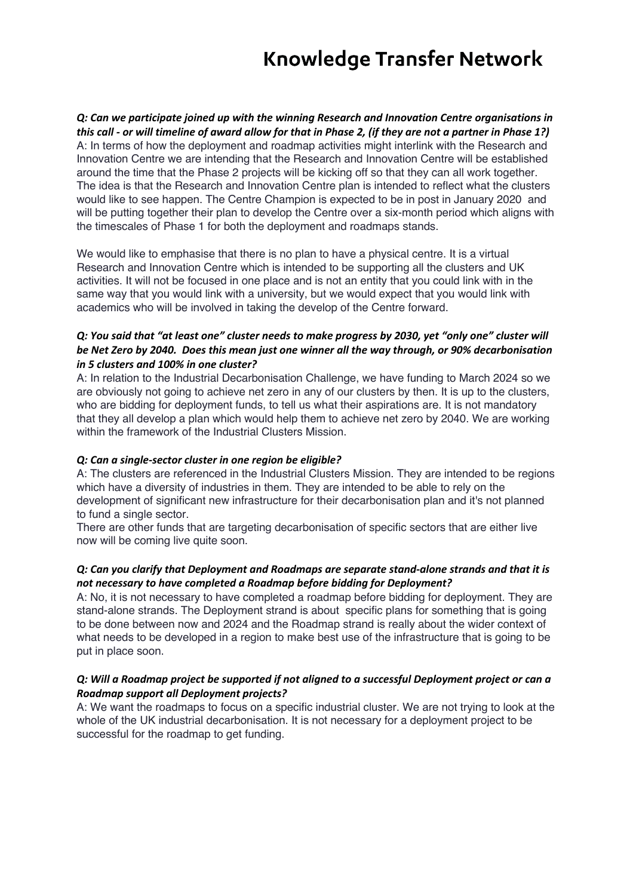***Q: Can we participate joined up with the winning Research and Innovation Centre organisations in this call - or will timeline of award allow for that in Phase 2, (if they are not a partner in Phase 1?)***
A: In terms of how the deployment and roadmap activities might interlink with the Research and Innovation Centre we are intending that the Research and Innovation Centre will be established around the time that the Phase 2 projects will be kicking off so that they can all work together. The idea is that the Research and Innovation Centre plan is intended to reflect what the clusters would like to see happen. The Centre Champion is expected to be in post in January 2020 and will be putting together their plan to develop the Centre over a six-month period which aligns with the timescales of Phase 1 for both the deployment and roadmaps stands.

We would like to emphasise that there is no plan to have a physical centre. It is a virtual Research and Innovation Centre which is intended to be supporting all the clusters and UK activities. It will not be focused in one place and is not an entity that you could link with in the same way that you would link with a university, but we would expect that you would link with academics who will be involved in taking the develop of the Centre forward.

***Q: You said that "at least one" cluster needs to make progress by 2030, yet "only one" cluster will be Net Zero by 2040. Does this mean just one winner all the way through, or 90% decarbonisation in 5 clusters and 100% in one cluster?***
A: In relation to the Industrial Decarbonisation Challenge, we have funding to March 2024 so we are obviously not going to achieve net zero in any of our clusters by then. It is up to the clusters, who are bidding for deployment funds, to tell us what their aspirations are. It is not mandatory that they all develop a plan which would help them to achieve net zero by 2040. We are working within the framework of the Industrial Clusters Mission.

***Q: Can a single-sector cluster in one region be eligible?***
A: The clusters are referenced in the Industrial Clusters Mission. They are intended to be regions which have a diversity of industries in them. They are intended to be able to rely on the development of significant new infrastructure for their decarbonisation plan and it's not planned to fund a single sector.
There are other funds that are targeting decarbonisation of specific sectors that are either live now will be coming live quite soon.

***Q: Can you clarify that Deployment and Roadmaps are separate stand-alone strands and that it is not necessary to have completed a Roadmap before bidding for Deployment?***
A: No, it is not necessary to have completed a roadmap before bidding for deployment. They are stand-alone strands. The Deployment strand is about specific plans for something that is going to be done between now and 2024 and the Roadmap strand is really about the wider context of what needs to be developed in a region to make best use of the infrastructure that is going to be put in place soon.

***Q: Will a Roadmap project be supported if not aligned to a successful Deployment project or can a Roadmap support all Deployment projects?***
A: We want the roadmaps to focus on a specific industrial cluster. We are not trying to look at the whole of the UK industrial decarbonisation. It is not necessary for a deployment project to be successful for the roadmap to get funding.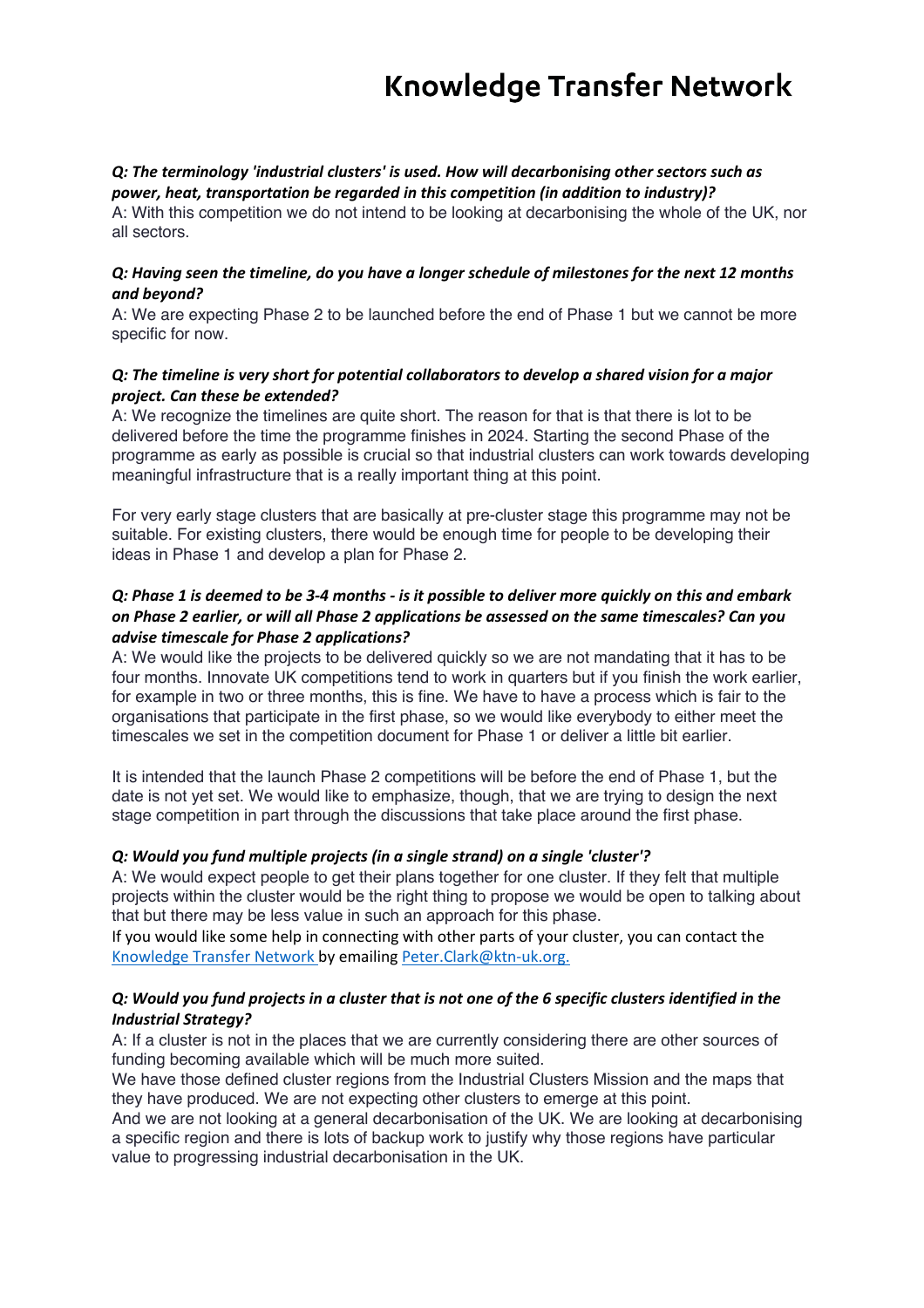***Q: The terminology 'industrial clusters' is used. How will decarbonising other sectors such as power, heat, transportation be regarded in this competition (in addition to industry)?***
A: With this competition we do not intend to be looking at decarbonising the whole of the UK, nor all sectors.

***Q: Having seen the timeline, do you have a longer schedule of milestones for the next 12 months and beyond?***
A: We are expecting Phase 2 to be launched before the end of Phase 1 but we cannot be more specific for now.

***Q: The timeline is very short for potential collaborators to develop a shared vision for a major project. Can these be extended?***
A: We recognize the timelines are quite short. The reason for that is that there is lot to be delivered before the time the programme finishes in 2024. Starting the second Phase of the programme as early as possible is crucial so that industrial clusters can work towards developing meaningful infrastructure that is a really important thing at this point.

For very early stage clusters that are basically at pre-cluster stage this programme may not be suitable. For existing clusters, there would be enough time for people to be developing their ideas in Phase 1 and develop a plan for Phase 2.

***Q: Phase 1 is deemed to be 3-4 months - is it possible to deliver more quickly on this and embark on Phase 2 earlier, or will all Phase 2 applications be assessed on the same timescales? Can you advise timescale for Phase 2 applications?***
A: We would like the projects to be delivered quickly so we are not mandating that it has to be four months. Innovate UK competitions tend to work in quarters but if you finish the work earlier, for example in two or three months, this is fine. We have to have a process which is fair to the organisations that participate in the first phase, so we would like everybody to either meet the timescales we set in the competition document for Phase 1 or deliver a little bit earlier.

It is intended that the launch Phase 2 competitions will be before the end of Phase 1, but the date is not yet set. We would like to emphasize, though, that we are trying to design the next stage competition in part through the discussions that take place around the first phase.

***Q: Would you fund multiple projects (in a single strand) on a single 'cluster'?***
A: We would expect people to get their plans together for one cluster. If they felt that multiple projects within the cluster would be the right thing to propose we would be open to talking about that but there may be less value in such an approach for this phase.
If you would like some help in connecting with other parts of your cluster, you can contact the Knowledge Transfer Network by emailing Peter.Clark@ktn-uk.org.

***Q: Would you fund projects in a cluster that is not one of the 6 specific clusters identified in the Industrial Strategy?***
A: If a cluster is not in the places that we are currently considering there are other sources of funding becoming available which will be much more suited.
We have those defined cluster regions from the Industrial Clusters Mission and the maps that they have produced. We are not expecting other clusters to emerge at this point.
And we are not looking at a general decarbonisation of the UK. We are looking at decarbonising a specific region and there is lots of backup work to justify why those regions have particular value to progressing industrial decarbonisation in the UK.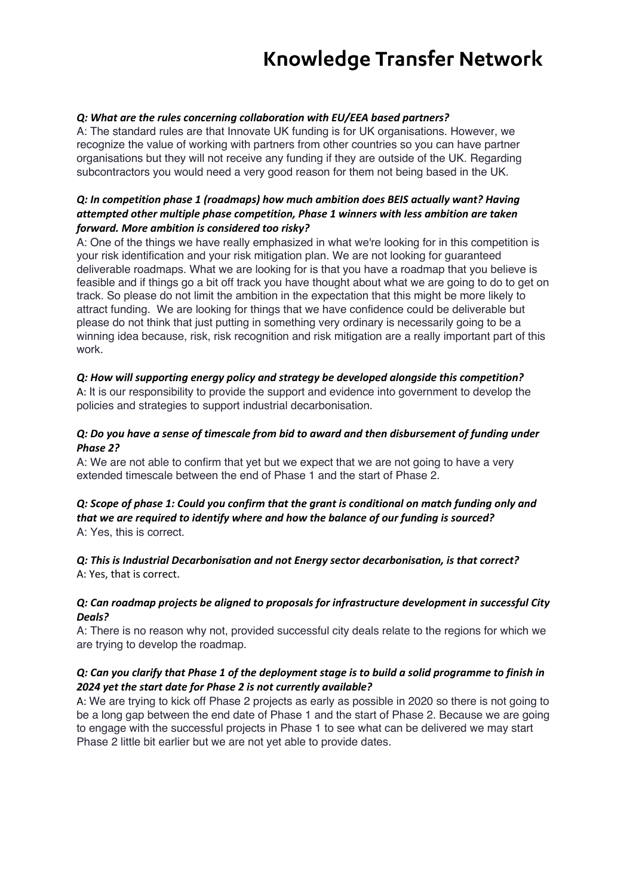***Q: What are the rules concerning collaboration with EU/EEA based partners?***
A: The standard rules are that Innovate UK funding is for UK organisations. However, we recognize the value of working with partners from other countries so you can have partner organisations but they will not receive any funding if they are outside of the UK. Regarding subcontractors you would need a very good reason for them not being based in the UK.

***Q: In competition phase 1 (roadmaps) how much ambition does BEIS actually want? Having attempted other multiple phase competition, Phase 1 winners with less ambition are taken forward. More ambition is considered too risky?***
A: One of the things we have really emphasized in what we're looking for in this competition is your risk identification and your risk mitigation plan. We are not looking for guaranteed deliverable roadmaps. What we are looking for is that you have a roadmap that you believe is feasible and if things go a bit off track you have thought about what we are going to do to get on track. So please do not limit the ambition in the expectation that this might be more likely to attract funding. We are looking for things that we have confidence could be deliverable but please do not think that just putting in something very ordinary is necessarily going to be a winning idea because, risk, risk recognition and risk mitigation are a really important part of this work.

***Q: How will supporting energy policy and strategy be developed alongside this competition?***
A: It is our responsibility to provide the support and evidence into government to develop the policies and strategies to support industrial decarbonisation.

***Q: Do you have a sense of timescale from bid to award and then disbursement of funding under Phase 2?***
A: We are not able to confirm that yet but we expect that we are not going to have a very extended timescale between the end of Phase 1 and the start of Phase 2.

***Q: Scope of phase 1: Could you confirm that the grant is conditional on match funding only and that we are required to identify where and how the balance of our funding is sourced?***
A: Yes, this is correct.

***Q: This is Industrial Decarbonisation and not Energy sector decarbonisation, is that correct?***
A: Yes, that is correct.

***Q: Can roadmap projects be aligned to proposals for infrastructure development in successful City Deals?***
A: There is no reason why not, provided successful city deals relate to the regions for which we are trying to develop the roadmap.

***Q: Can you clarify that Phase 1 of the deployment stage is to build a solid programme to finish in 2024 yet the start date for Phase 2 is not currently available?***
A: We are trying to kick off Phase 2 projects as early as possible in 2020 so there is not going to be a long gap between the end date of Phase 1 and the start of Phase 2. Because we are going to engage with the successful projects in Phase 1 to see what can be delivered we may start Phase 2 little bit earlier but we are not yet able to provide dates.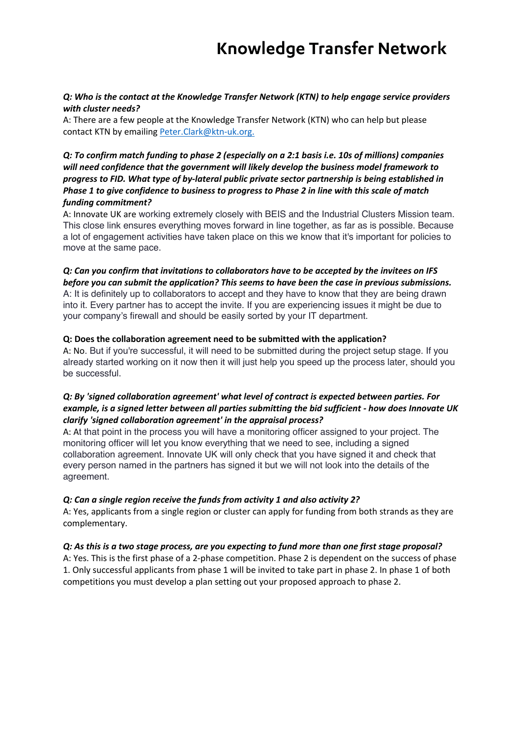**Q: Who is the contact at the Knowledge Transfer Network (KTN) to help engage service providers with cluster needs?**

A: There are a few people at the Knowledge Transfer Network (KTN) who can help but please contact KTN by emailing Peter.Clark@ktn-uk.org.

**Q: To confirm match funding to phase 2 (especially on a 2:1 basis i.e. 10s of millions) companies will need confidence that the government will likely develop the business model framework to progress to FID. What type of by-lateral public private sector partnership is being established in Phase 1 to give confidence to business to progress to Phase 2 in line with this scale of match funding commitment?**

A: Innovate UK are working extremely closely with BEIS and the Industrial Clusters Mission team. This close link ensures everything moves forward in line together, as far as is possible. Because a lot of engagement activities have taken place on this we know that it's important for policies to move at the same pace.

**Q: Can you confirm that invitations to collaborators have to be accepted by the invitees on IFS before you can submit the application? This seems to have been the case in previous submissions.**

A: It is definitely up to collaborators to accept and they have to know that they are being drawn into it. Every partner has to accept the invite. If you are experiencing issues it might be due to your company's firewall and should be easily sorted by your IT department.

**Q: Does the collaboration agreement need to be submitted with the application?**

A: No. But if you're successful, it will need to be submitted during the project setup stage. If you already started working on it now then it will just help you speed up the process later, should you be successful.

**Q: By 'signed collaboration agreement' what level of contract is expected between parties. For example, is a signed letter between all parties submitting the bid sufficient - how does Innovate UK clarify 'signed collaboration agreement' in the appraisal process?**

A: At that point in the process you will have a monitoring officer assigned to your project. The monitoring officer will let you know everything that we need to see, including a signed collaboration agreement. Innovate UK will only check that you have signed it and check that every person named in the partners has signed it but we will not look into the details of the agreement.

**Q: Can a single region receive the funds from activity 1 and also activity 2?**

A: Yes, applicants from a single region or cluster can apply for funding from both strands as they are complementary.

**Q: As this is a two stage process, are you expecting to fund more than one first stage proposal?**

A: Yes. This is the first phase of a 2-phase competition. Phase 2 is dependent on the success of phase 1. Only successful applicants from phase 1 will be invited to take part in phase 2. In phase 1 of both competitions you must develop a plan setting out your proposed approach to phase 2.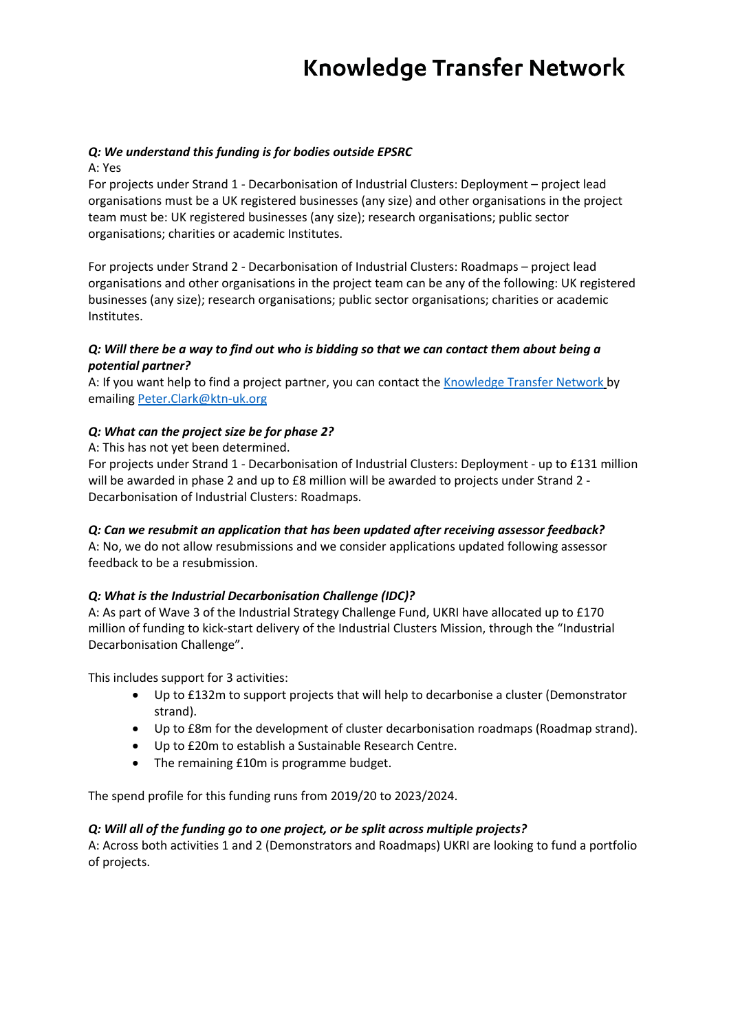***Q: We understand this funding is for bodies outside EPSRC***

A: Yes

For projects under Strand 1 - Decarbonisation of Industrial Clusters: Deployment – project lead organisations must be a UK registered businesses (any size) and other organisations in the project team must be: UK registered businesses (any size); research organisations; public sector organisations; charities or academic Institutes.

For projects under Strand 2 - Decarbonisation of Industrial Clusters: Roadmaps – project lead organisations and other organisations in the project team can be any of the following: UK registered businesses (any size); research organisations; public sector organisations; charities or academic Institutes.

***Q: Will there be a way to find out who is bidding so that we can contact them about being a potential partner?***

A: If you want help to find a project partner, you can contact the [Knowledge Transfer Network](https://ktn-uk.org) by emailing [Peter.Clark@ktn-uk.org](mailto:Peter.Clark@ktn-uk.org)

***Q: What can the project size be for phase 2?***

A: This has not yet been determined.

For projects under Strand 1 - Decarbonisation of Industrial Clusters: Deployment - up to £131 million will be awarded in phase 2 and up to £8 million will be awarded to projects under Strand 2 - Decarbonisation of Industrial Clusters: Roadmaps.

***Q: Can we resubmit an application that has been updated after receiving assessor feedback?***

A: No, we do not allow resubmissions and we consider applications updated following assessor feedback to be a resubmission.

***Q: What is the Industrial Decarbonisation Challenge (IDC)?***

A: As part of Wave 3 of the Industrial Strategy Challenge Fund, UKRI have allocated up to £170 million of funding to kick-start delivery of the Industrial Clusters Mission, through the "Industrial Decarbonisation Challenge".

This includes support for 3 activities:

- Up to £132m to support projects that will help to decarbonise a cluster (Demonstrator strand).
- Up to £8m for the development of cluster decarbonisation roadmaps (Roadmap strand).
- Up to £20m to establish a Sustainable Research Centre.
- The remaining £10m is programme budget.

The spend profile for this funding runs from 2019/20 to 2023/2024.

***Q: Will all of the funding go to one project, or be split across multiple projects?***

A: Across both activities 1 and 2 (Demonstrators and Roadmaps) UKRI are looking to fund a portfolio of projects.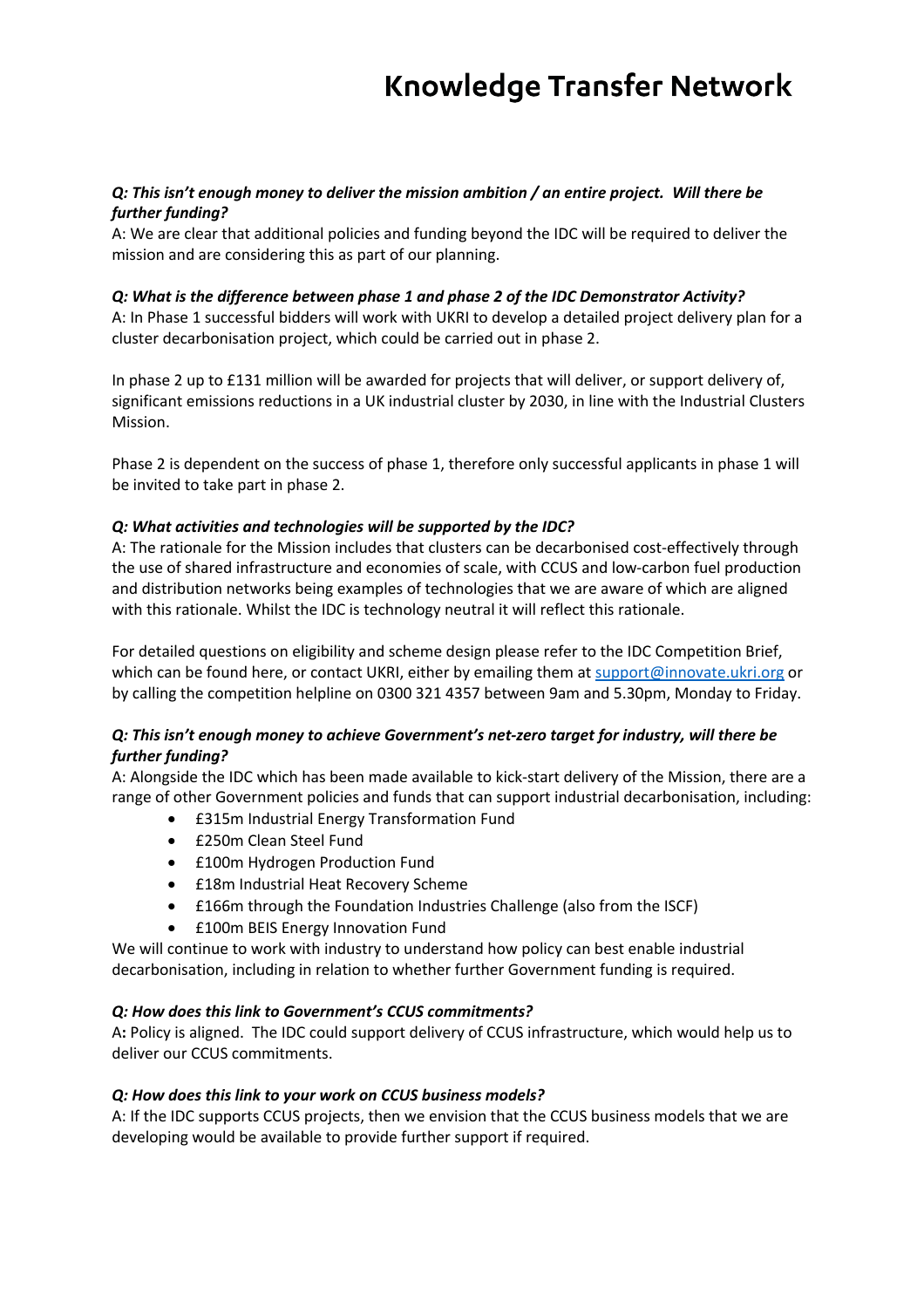***Q: This isn't enough money to deliver the mission ambition / an entire project. Will there be further funding?***

A: We are clear that additional policies and funding beyond the IDC will be required to deliver the mission and are considering this as part of our planning.

***Q: What is the difference between phase 1 and phase 2 of the IDC Demonstrator Activity?***

A: In Phase 1 successful bidders will work with UKRI to develop a detailed project delivery plan for a cluster decarbonisation project, which could be carried out in phase 2.

In phase 2 up to £131 million will be awarded for projects that will deliver, or support delivery of, significant emissions reductions in a UK industrial cluster by 2030, in line with the Industrial Clusters Mission.

Phase 2 is dependent on the success of phase 1, therefore only successful applicants in phase 1 will be invited to take part in phase 2.

***Q: What activities and technologies will be supported by the IDC?***

A: The rationale for the Mission includes that clusters can be decarbonised cost-effectively through the use of shared infrastructure and economies of scale, with CCUS and low-carbon fuel production and distribution networks being examples of technologies that we are aware of which are aligned with this rationale. Whilst the IDC is technology neutral it will reflect this rationale.

For detailed questions on eligibility and scheme design please refer to the IDC Competition Brief, which can be found here, or contact UKRI, either by emailing them at support@innovate.ukri.org or by calling the competition helpline on 0300 321 4357 between 9am and 5.30pm, Monday to Friday.

***Q: This isn't enough money to achieve Government's net-zero target for industry, will there be further funding?***

A: Alongside the IDC which has been made available to kick-start delivery of the Mission, there are a range of other Government policies and funds that can support industrial decarbonisation, including:

- £315m Industrial Energy Transformation Fund
- £250m Clean Steel Fund
- £100m Hydrogen Production Fund
- £18m Industrial Heat Recovery Scheme
- £166m through the Foundation Industries Challenge (also from the ISCF)
- £100m BEIS Energy Innovation Fund

We will continue to work with industry to understand how policy can best enable industrial decarbonisation, including in relation to whether further Government funding is required.

***Q: How does this link to Government's CCUS commitments?***

A**:** Policy is aligned. The IDC could support delivery of CCUS infrastructure, which would help us to deliver our CCUS commitments.

***Q: How does this link to your work on CCUS business models?***

A: If the IDC supports CCUS projects, then we envision that the CCUS business models that we are developing would be available to provide further support if required.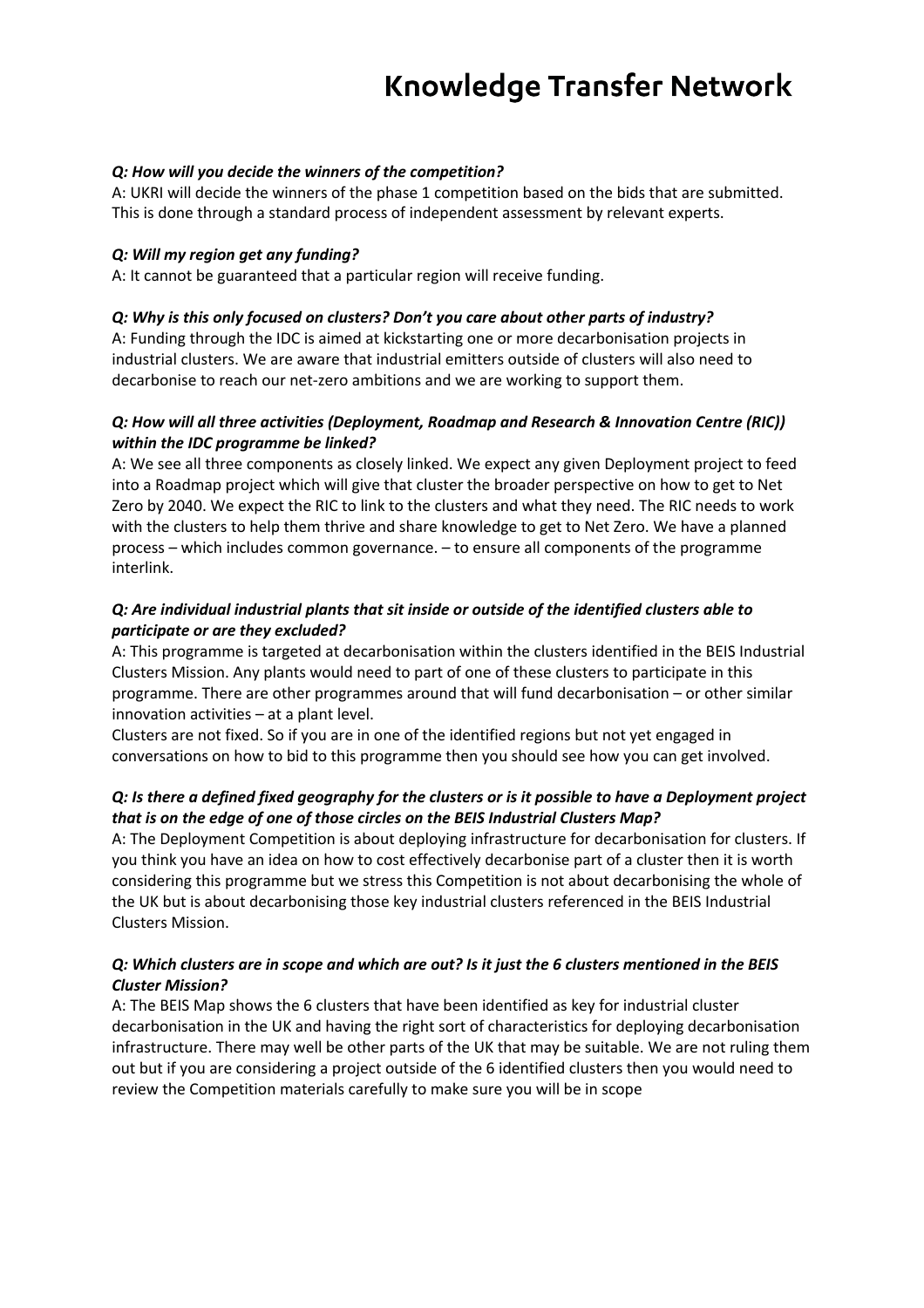***Q: How will you decide the winners of the competition?***
A: UKRI will decide the winners of the phase 1 competition based on the bids that are submitted. This is done through a standard process of independent assessment by relevant experts.

***Q: Will my region get any funding?***
A: It cannot be guaranteed that a particular region will receive funding.

***Q: Why is this only focused on clusters? Don't you care about other parts of industry?***
A: Funding through the IDC is aimed at kickstarting one or more decarbonisation projects in industrial clusters. We are aware that industrial emitters outside of clusters will also need to decarbonise to reach our net-zero ambitions and we are working to support them.

***Q: How will all three activities (Deployment, Roadmap and Research & Innovation Centre (RIC)) within the IDC programme be linked?***
A: We see all three components as closely linked. We expect any given Deployment project to feed into a Roadmap project which will give that cluster the broader perspective on how to get to Net Zero by 2040. We expect the RIC to link to the clusters and what they need. The RIC needs to work with the clusters to help them thrive and share knowledge to get to Net Zero. We have a planned process – which includes common governance. – to ensure all components of the programme interlink.

***Q: Are individual industrial plants that sit inside or outside of the identified clusters able to participate or are they excluded?***
A: This programme is targeted at decarbonisation within the clusters identified in the BEIS Industrial Clusters Mission. Any plants would need to part of one of these clusters to participate in this programme. There are other programmes around that will fund decarbonisation – or other similar innovation activities – at a plant level.
Clusters are not fixed. So if you are in one of the identified regions but not yet engaged in conversations on how to bid to this programme then you should see how you can get involved.

***Q: Is there a defined fixed geography for the clusters or is it possible to have a Deployment project that is on the edge of one of those circles on the BEIS Industrial Clusters Map?***
A: The Deployment Competition is about deploying infrastructure for decarbonisation for clusters. If you think you have an idea on how to cost effectively decarbonise part of a cluster then it is worth considering this programme but we stress this Competition is not about decarbonising the whole of the UK but is about decarbonising those key industrial clusters referenced in the BEIS Industrial Clusters Mission.

***Q: Which clusters are in scope and which are out? Is it just the 6 clusters mentioned in the BEIS Cluster Mission?***
A: The BEIS Map shows the 6 clusters that have been identified as key for industrial cluster decarbonisation in the UK and having the right sort of characteristics for deploying decarbonisation infrastructure. There may well be other parts of the UK that may be suitable. We are not ruling them out but if you are considering a project outside of the 6 identified clusters then you would need to review the Competition materials carefully to make sure you will be in scope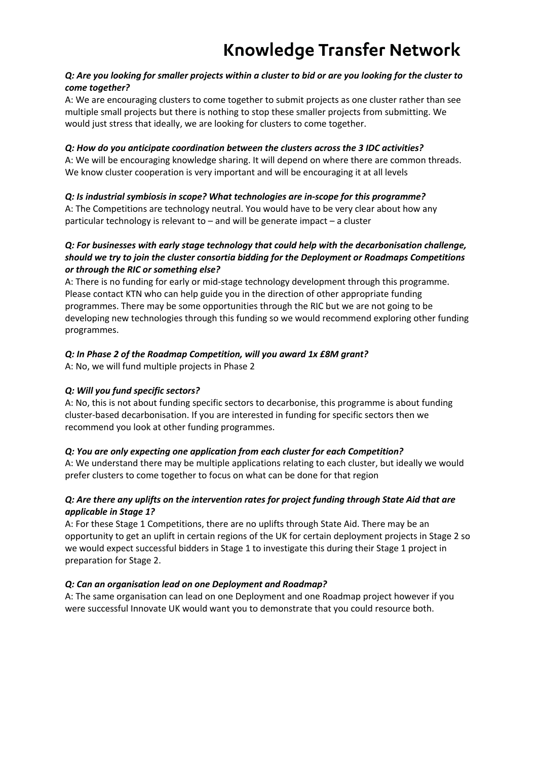***Q: Are you looking for smaller projects within a cluster to bid or are you looking for the cluster to come together?***
A: We are encouraging clusters to come together to submit projects as one cluster rather than see multiple small projects but there is nothing to stop these smaller projects from submitting. We would just stress that ideally, we are looking for clusters to come together.

***Q: How do you anticipate coordination between the clusters across the 3 IDC activities?***
A: We will be encouraging knowledge sharing. It will depend on where there are common threads. We know cluster cooperation is very important and will be encouraging it at all levels

***Q: Is industrial symbiosis in scope? What technologies are in-scope for this programme?***
A: The Competitions are technology neutral. You would have to be very clear about how any particular technology is relevant to – and will be generate impact – a cluster

***Q: For businesses with early stage technology that could help with the decarbonisation challenge, should we try to join the cluster consortia bidding for the Deployment or Roadmaps Competitions or through the RIC or something else?***
A: There is no funding for early or mid-stage technology development through this programme. Please contact KTN who can help guide you in the direction of other appropriate funding programmes. There may be some opportunities through the RIC but we are not going to be developing new technologies through this funding so we would recommend exploring other funding programmes.

***Q: In Phase 2 of the Roadmap Competition, will you award 1x £8M grant?***
A: No, we will fund multiple projects in Phase 2

***Q: Will you fund specific sectors?***
A: No, this is not about funding specific sectors to decarbonise, this programme is about funding cluster-based decarbonisation. If you are interested in funding for specific sectors then we recommend you look at other funding programmes.

***Q: You are only expecting one application from each cluster for each Competition?***
A: We understand there may be multiple applications relating to each cluster, but ideally we would prefer clusters to come together to focus on what can be done for that region

***Q: Are there any uplifts on the intervention rates for project funding through State Aid that are applicable in Stage 1?***
A: For these Stage 1 Competitions, there are no uplifts through State Aid. There may be an opportunity to get an uplift in certain regions of the UK for certain deployment projects in Stage 2 so we would expect successful bidders in Stage 1 to investigate this during their Stage 1 project in preparation for Stage 2.

***Q: Can an organisation lead on one Deployment and Roadmap?***
A: The same organisation can lead on one Deployment and one Roadmap project however if you were successful Innovate UK would want you to demonstrate that you could resource both.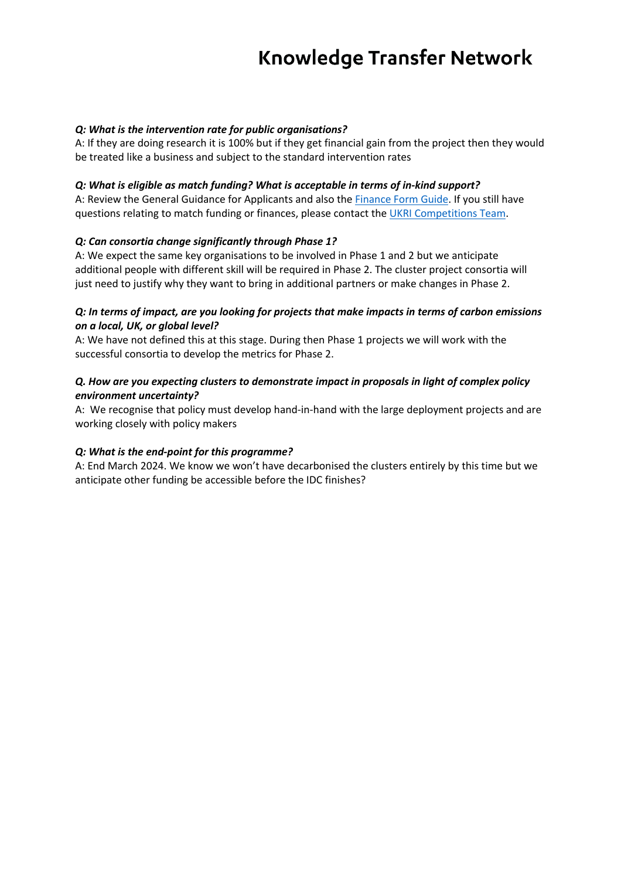***Q: What is the intervention rate for public organisations?***
A: If they are doing research it is 100% but if they get financial gain from the project then they would be treated like a business and subject to the standard intervention rates

***Q: What is eligible as match funding? What is acceptable in terms of in-kind support?***
A: Review the General Guidance for Applicants and also the Finance Form Guide. If you still have questions relating to match funding or finances, please contact the UKRI Competitions Team.

***Q: Can consortia change significantly through Phase 1?***
A: We expect the same key organisations to be involved in Phase 1 and 2 but we anticipate additional people with different skill will be required in Phase 2. The cluster project consortia will just need to justify why they want to bring in additional partners or make changes in Phase 2.

***Q: In terms of impact, are you looking for projects that make impacts in terms of carbon emissions on a local, UK, or global level?***
A: We have not defined this at this stage. During then Phase 1 projects we will work with the successful consortia to develop the metrics for Phase 2.

***Q. How are you expecting clusters to demonstrate impact in proposals in light of complex policy environment uncertainty?***
A: We recognise that policy must develop hand-in-hand with the large deployment projects and are working closely with policy makers

***Q: What is the end-point for this programme?***
A: End March 2024. We know we won't have decarbonised the clusters entirely by this time but we anticipate other funding be accessible before the IDC finishes?